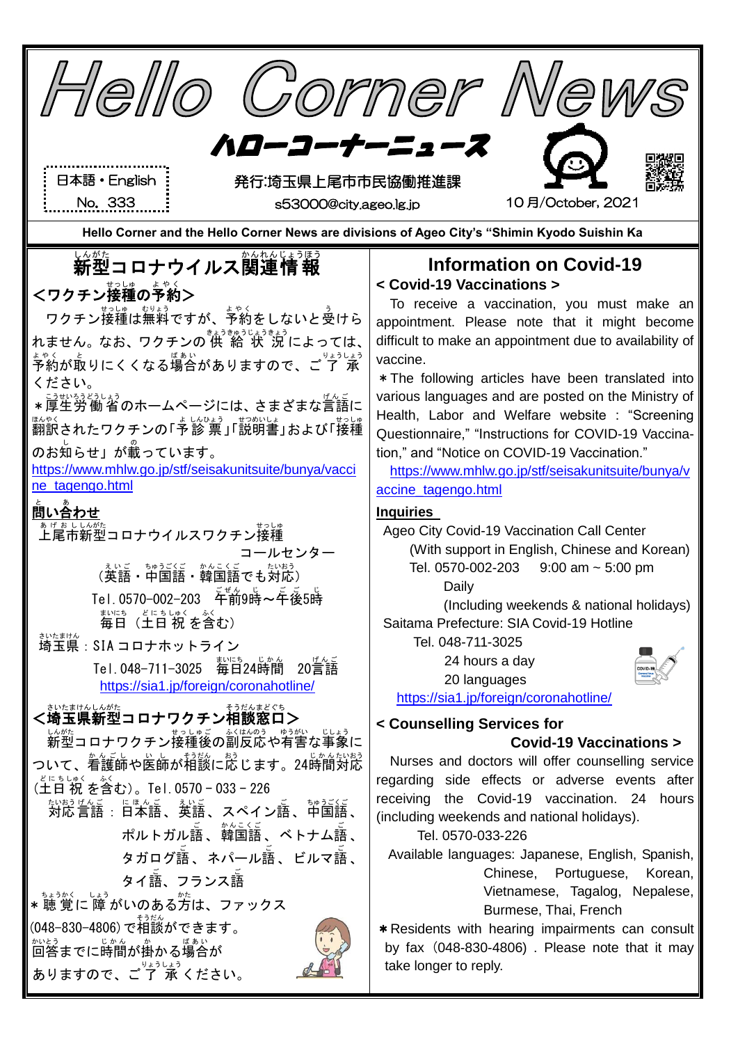# Hello Corner News

## ハローコーナーニュース

日本語・English
No. 333

発行:埼玉県上尾市市民協働推進課
s53000@city.ageo.lg.jp

10月/October, 2021

**Hello Corner and the Hello Corner News are divisions of Ageo City's "Shimin Kyodo Suishin Ka**

## 新型コロナウイルス関連情報

### <ワクチン接種の予約>

ワクチン接種は無料ですが、予約をしないと受けられません。なお、ワクチンの供給状況によっては、予約が取りにくくなる場合がありますので、ご了承ください。

＊厚生労働省のホームページには、さまざまな言語に翻訳されたワクチンの「予診票」「説明書」および「接種のお知らせ」が載っています。

https://www.mhlw.go.jp/stf/seisakunitsuite/bunya/vaccine_tagengo.html

**問い合わせ**

上尾市新型コロナウイルスワクチン接種コールセンター
（英語・中国語・韓国語でも対応）
Tel. 0570-002-203　午前9時～午後5時
毎日（土日祝を含む）

埼玉県：SIA コロナホットライン
Tel. 048-711-3025　毎日24時間　20言語
https://sia1.jp/foreign/coronahotline/

### <埼玉県新型コロナワクチン相談窓口>

新型コロナワクチン接種後の副反応や有害な事象について、看護師や医師が相談に応じます。24時間対応（土日祝を含む）。Tel. 0570－033－226

対応言語：日本語、英語、スペイン語、中国語、ポルトガル語、韓国語、ベトナム語、タガログ語、ネパール語、ビルマ語、タイ語、フランス語

＊聴覚に障がいのある方は、ファックス(048-830-4806)で相談ができます。回答までに時間が掛かる場合がありますので、ご了承ください。

## Information on Covid-19

### < Covid-19 Vaccinations >

To receive a vaccination, you must make an appointment. Please note that it might become difficult to make an appointment due to availability of vaccine.

＊The following articles have been translated into various languages and are posted on the Ministry of Health, Labor and Welfare website : "Screening Questionnaire," "Instructions for COVID-19 Vaccination," and "Notice on COVID-19 Vaccination."

https://www.mhlw.go.jp/stf/seisakunitsuite/bunya/vaccine_tagengo.html

**Inquiries**

Ageo City Covid-19 Vaccination Call Center
(With support in English, Chinese and Korean)
Tel. 0570-002-203　9:00 am ~ 5:00 pm
Daily
(Including weekends & national holidays)

Saitama Prefecture: SIA Covid-19 Hotline
Tel. 048-711-3025
24 hours a day
20 languages
https://sia1.jp/foreign/coronahotline/

### < Counselling Services for Covid-19 Vaccinations >

Nurses and doctors will offer counselling service regarding side effects or adverse events after receiving the Covid-19 vaccination. 24 hours (including weekends and national holidays).
Tel. 0570-033-226

Available languages: Japanese, English, Spanish, Chinese, Portuguese, Korean, Vietnamese, Tagalog, Nepalese, Burmese, Thai, French

＊Residents with hearing impairments can consult by fax（048-830-4806）. Please note that it may take longer to reply.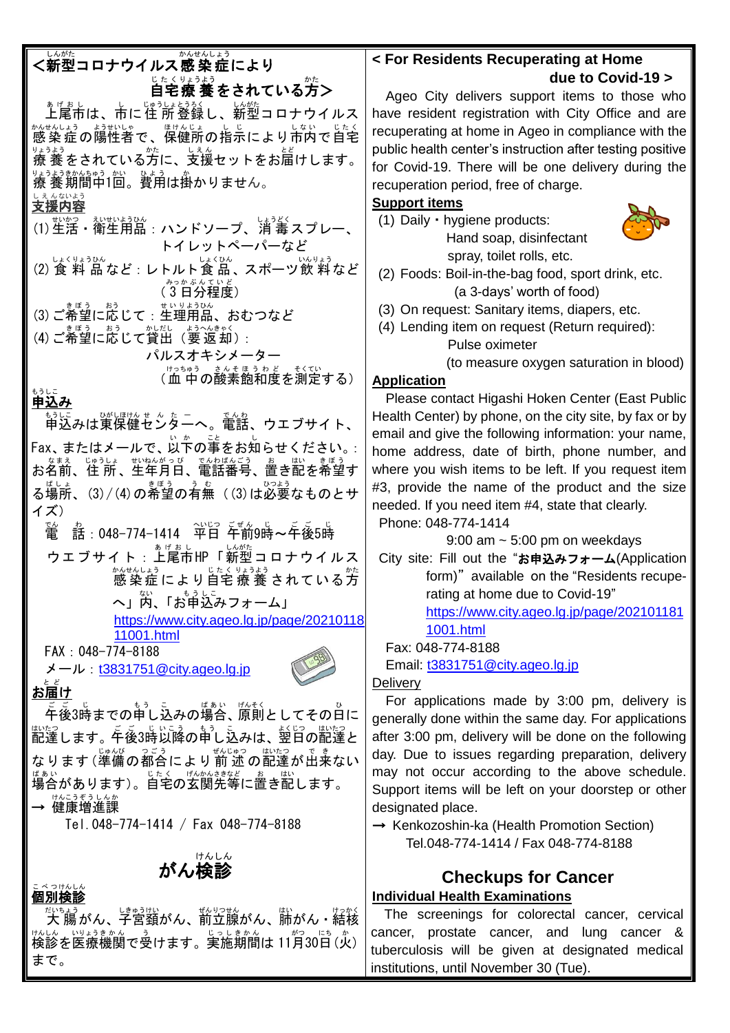## ＜新型コロナウイルス感染症により自宅療養をされている方＞

上尾市は、市に住所登録し、新型コロナウイルス感染症の陽性者で、保健所の指示により市内で自宅療養をされている方に、支援セットをお届けします。療養期間中1回。費用は掛かりません。

**支援内容**

(1) 生活・衛生用品：ハンドソープ、消毒スプレー、トイレットペーパーなど
(2) 食料品など：レトルト食品、スポーツ飲料など（3日分程度）
(3) ご希望に応じて：生理用品、おむつなど
(4) ご希望に応じて貸出（要返却）：パルスオキシメーター（血中の酸素飽和度を測定する）

**申込み**

申込みは東保健センターへ。電話、ウエブサイト、Fax、またはメールで、以下の事をお知らせください。：お名前、住所、生年月日、電話番号、置き配を希望する場所、(3)/(4)の希望の有無（(3)は必要なものとサイズ）

電　話：048-774-1414　平日 午前9時～午後5時

ウエブサイト：上尾市HP「新型コロナウイルス感染症により自宅療養されている方へ」内、「お申込みフォーム」
https://www.city.ageo.lg.jp/page/2021011811001.html

FAX：048-774-8188

メール：t3831751@city.ageo.lg.jp

**お届け**

午後3時までの申し込みの場合、原則としてその日に配達します。午後3時以降の申し込みは、翌日の配達となります（準備の都合により前述の配達が出来ない場合があります）。自宅の玄関先等に置き配します。

→ 健康増進課
Tel.048-774-1414 / Fax 048-774-8188

## がん検診

**個別検診**

大腸がん、子宮頸がん、前立腺がん、肺がん・結核検診を医療機関で受けます。実施期間は11月30日（火）まで。

## < For Residents Recuperating at Home due to Covid-19 >

Ageo City delivers support items to those who have resident registration with City Office and are recuperating at home in Ageo in compliance with the public health center's instruction after testing positive for Covid-19. There will be one delivery during the recuperation period, free of charge.

**Support items**

(1) Daily・hygiene products: Hand soap, disinfectant spray, toilet rolls, etc.
(2) Foods: Boil-in-the-bag food, sport drink, etc. (a 3-days' worth of food)
(3) On request: Sanitary items, diapers, etc.
(4) Lending item on request (Return required): Pulse oximeter (to measure oxygen saturation in blood)

**Application**

Please contact Higashi Hoken Center (East Public Health Center) by phone, on the city site, by fax or by email and give the following information: your name, home address, date of birth, phone number, and where you wish items to be left. If you request item #3, provide the name of the product and the size needed. If you need item #4, state that clearly.

Phone: 048-774-1414
9:00 am ~ 5:00 pm on weekdays

City site: Fill out the "お申込みフォーム(Application form)" available on the "Residents recuperating at home due to Covid-19"
https://www.city.ageo.lg.jp/page/2021011811001.html

Fax: 048-774-8188

Email: t3831751@city.ageo.lg.jp

Delivery

For applications made by 3:00 pm, delivery is generally done within the same day. For applications after 3:00 pm, delivery will be done on the following day. Due to issues regarding preparation, delivery may not occur according to the above schedule. Support items will be left on your doorstep or other designated place.

→ Kenkozoshin-ka (Health Promotion Section)
Tel.048-774-1414 / Fax 048-774-8188

## Checkups for Cancer

**Individual Health Examinations**

The screenings for colorectal cancer, cervical cancer, prostate cancer, and lung cancer & tuberculosis will be given at designated medical institutions, until November 30 (Tue).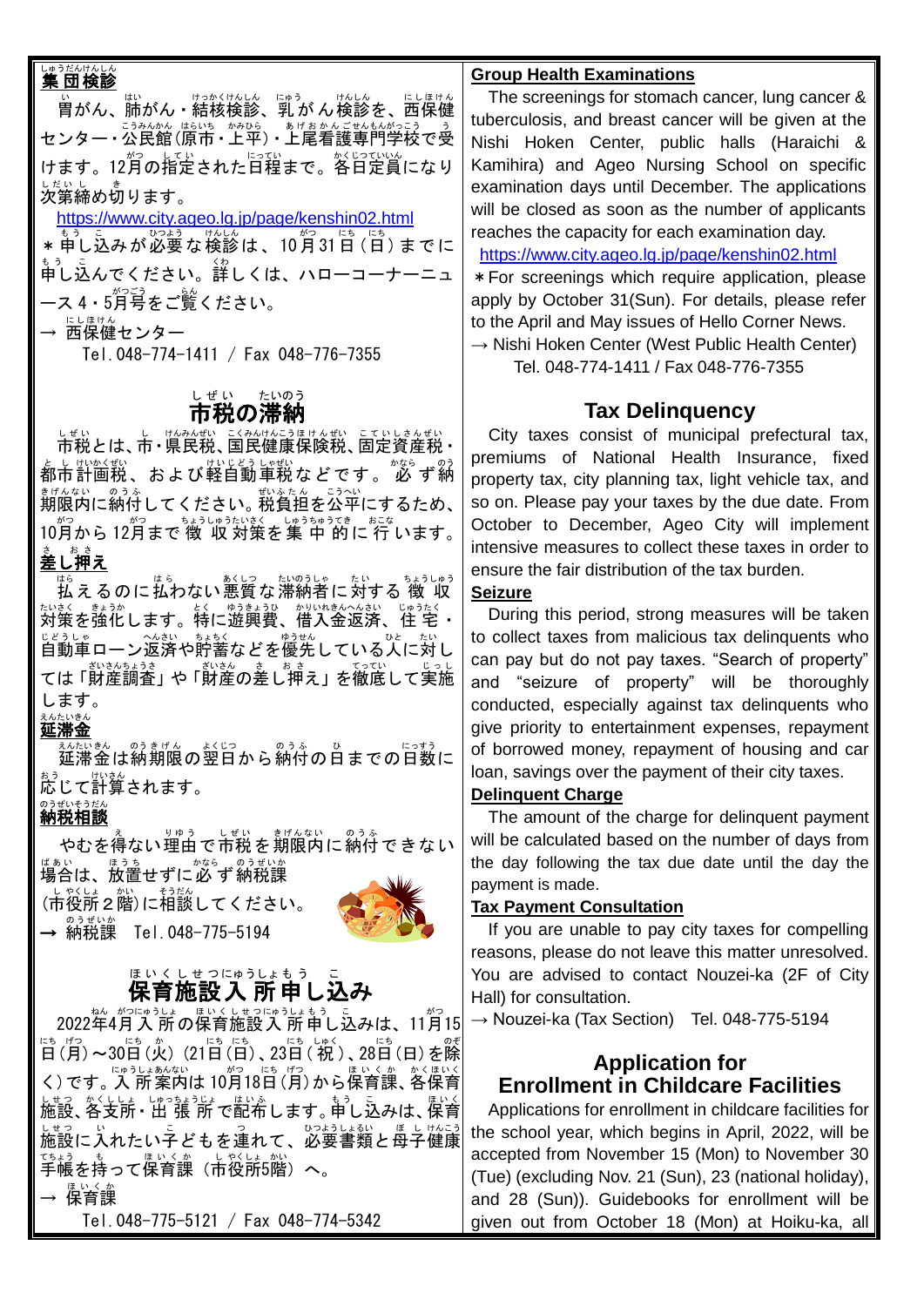## 集団検診

胃がん、肺がん・結核検診、乳がん検診を、西保健センター・公民館（原市・上平）・上尾看護専門学校で受けます。12月の指定された日程まで。各日定員になり次第締め切ります。

https://www.city.ageo.lg.jp/page/kenshin02.html

＊申し込みが必要な検診は、10月31日（日）までに申し込んでください。詳しくは、ハローコーナーニュース4・5月号をご覧ください。

→ 西保健センター
Tel.048-774-1411 / Fax 048-776-7355

## 市税の滞納

市税とは、市・県民税、国民健康保険税、固定資産税・都市計画税、および軽自動車税などです。必ず納期限内に納付してください。税負担を公平にするため、10月から12月まで徴収対策を集中的に行います。

### 差し押え

払えるのに払わない悪質な滞納者に対する徴収対策を強化します。特に遊興費、借入金返済、住宅・自動車ローン返済や貯蓄などを優先している人に対しては「財産調査」や「財産の差し押え」を徹底して実施します。

### 延滞金

延滞金は納期限の翌日から納付の日までの日数に応じて計算されます。

### 納税相談

やむを得ない理由で市税を期限内に納付できない場合は、放置せずに必ず納税課（市役所2階）に相談してください。

→ 納税課 Tel.048-775-5194

## 保育施設入所申し込み

2022年4月入所の保育施設入所申し込みは、11月15日（月）～30日（火）（21日（日）、23日（祝）、28日（日）を除く）です。入所案内は10月18日（月）から保育課、各保育施設、各支所・出張所で配布します。申し込みは、保育施設に入れたい子どもを連れて、必要書類と母子健康手帳を持って保育課（市役所5階）へ。

→ 保育課
Tel.048-775-5121 / Fax 048-774-5342

## Group Health Examinations

The screenings for stomach cancer, lung cancer & tuberculosis, and breast cancer will be given at the Nishi Hoken Center, public halls (Haraichi & Kamihira) and Ageo Nursing School on specific examination days until December. The applications will be closed as soon as the number of applicants reaches the capacity for each examination day.

https://www.city.ageo.lg.jp/page/kenshin02.html

＊For screenings which require application, please apply by October 31(Sun). For details, please refer to the April and May issues of Hello Corner News.

→ Nishi Hoken Center (West Public Health Center)
Tel. 048-774-1411 / Fax 048-776-7355

## Tax Delinquency

City taxes consist of municipal prefectural tax, premiums of National Health Insurance, fixed property tax, city planning tax, light vehicle tax, and so on. Please pay your taxes by the due date. From October to December, Ageo City will implement intensive measures to collect these taxes in order to ensure the fair distribution of the tax burden.

### Seizure

During this period, strong measures will be taken to collect taxes from malicious tax delinquents who can pay but do not pay taxes. "Search of property" and "seizure of property" will be thoroughly conducted, especially against tax delinquents who give priority to entertainment expenses, repayment of borrowed money, repayment of housing and car loan, savings over the payment of their city taxes.

### Delinquent Charge

The amount of the charge for delinquent payment will be calculated based on the number of days from the day following the tax due date until the day the payment is made.

### Tax Payment Consultation

If you are unable to pay city taxes for compelling reasons, please do not leave this matter unresolved. You are advised to contact Nouzei-ka (2F of City Hall) for consultation.

→ Nouzei-ka (Tax Section) Tel. 048-775-5194

## Application for Enrollment in Childcare Facilities

Applications for enrollment in childcare facilities for the school year, which begins in April, 2022, will be accepted from November 15 (Mon) to November 30 (Tue) (excluding Nov. 21 (Sun), 23 (national holiday), and 28 (Sun)). Guidebooks for enrollment will be given out from October 18 (Mon) at Hoiku-ka, all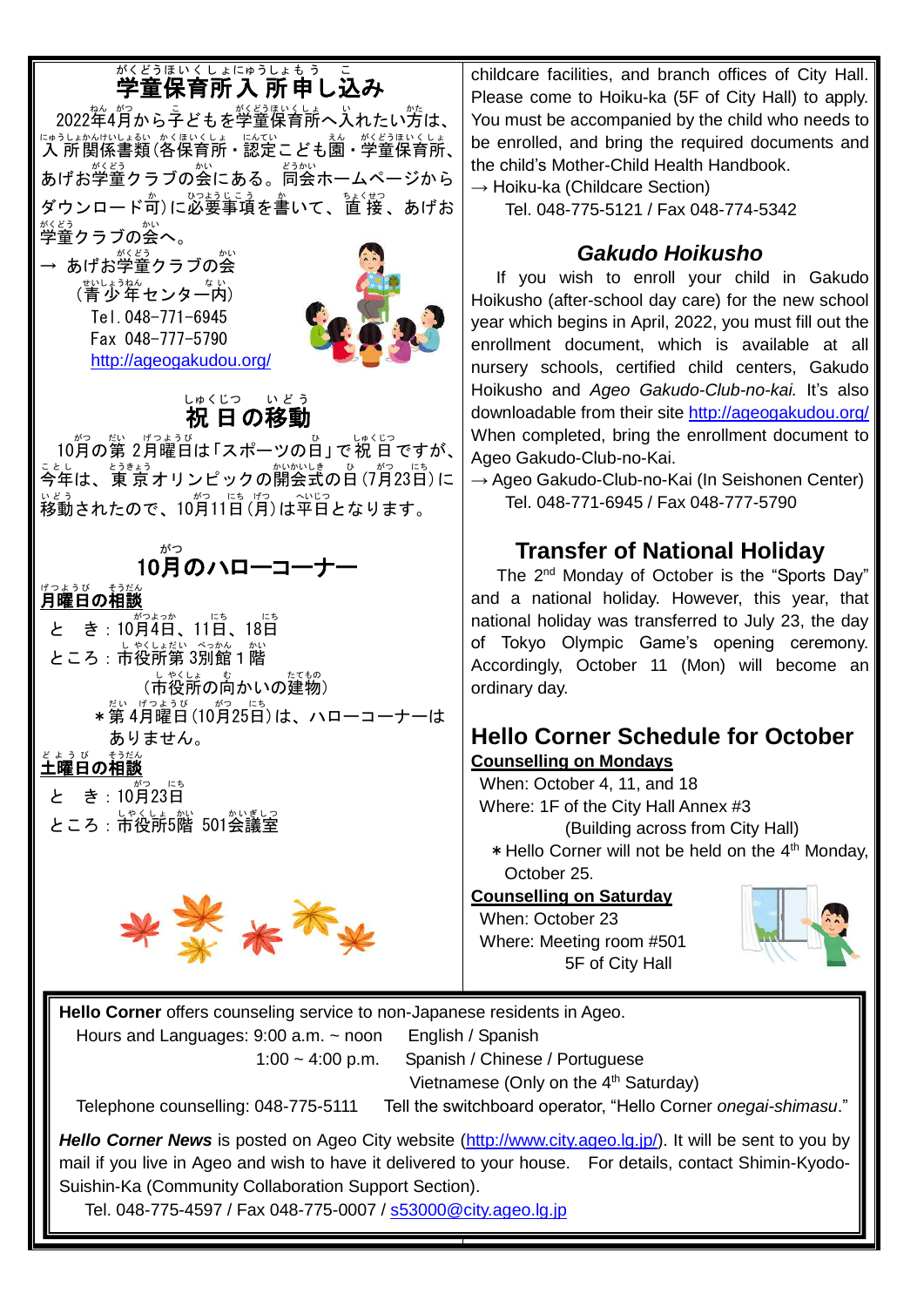# 学童保育所入所申し込み

2022年4月から子どもを学童保育所へ入れたい方は、入所関係書類(各保育所・認定こども園・学童保育所、あげお学童クラブの会にある。同会ホームページからダウンロード可)に必要事項を書いて、直接、あげお学童クラブの会へ。

→ あげお学童クラブの会
(青少年センター内)
Tel.048-771-6945
Fax 048-777-5790
http://ageogakudou.org/

# 祝日の移動

10月の第2月曜日は「スポーツの日」で祝日ですが、今年は、東京オリンピックの開会式の日(7月23日)に移動されたので、10月11日(月)は平日となります。

# 10月のハローコーナー

**月曜日の相談**

とき：10月4日、11日、18日
ところ：市役所第3別館1階
(市役所の向かいの建物)
＊第4月曜日(10月25日)は、ハローコーナーはありません。

**土曜日の相談**

とき：10月23日
ところ：市役所5階 501会議室

childcare facilities, and branch offices of City Hall. Please come to Hoiku-ka (5F of City Hall) to apply. You must be accompanied by the child who needs to be enrolled, and bring the required documents and the child's Mother-Child Health Handbook.

→ Hoiku-ka (Childcare Section)
Tel. 048-775-5121 / Fax 048-774-5342

## *Gakudo Hoikusho*

If you wish to enroll your child in Gakudo Hoikusho (after-school day care) for the new school year which begins in April, 2022, you must fill out the enrollment document, which is available at all nursery schools, certified child centers, Gakudo Hoikusho and *Ageo Gakudo-Club-no-Kai.* It's also downloadable from their site http://ageogakudou.org/ When completed, bring the enrollment document to Ageo Gakudo-Club-no-Kai.

→ Ageo Gakudo-Club-no-Kai (In Seishonen Center)
Tel. 048-771-6945 / Fax 048-777-5790

## Transfer of National Holiday

The 2nd Monday of October is the "Sports Day" and a national holiday. However, this year, that national holiday was transferred to July 23, the day of Tokyo Olympic Game's opening ceremony. Accordingly, October 11 (Mon) will become an ordinary day.

## Hello Corner Schedule for October

**Counselling on Mondays**

When: October 4, 11, and 18
Where: 1F of the City Hall Annex #3
(Building across from City Hall)
＊Hello Corner will not be held on the 4th Monday, October 25.

**Counselling on Saturday**

When: October 23
Where: Meeting room #501
5F of City Hall

---

**Hello Corner** offers counseling service to non-Japanese residents in Ageo.

Hours and Languages: 9:00 a.m. ~ noon English / Spanish
1:00 ~ 4:00 p.m. Spanish / Chinese / Portuguese
Vietnamese (Only on the 4th Saturday)

Telephone counselling: 048-775-5111 Tell the switchboard operator, "Hello Corner *onegai-shimasu*."

***Hello Corner News*** is posted on Ageo City website (http://www.city.ageo.lg.jp/). It will be sent to you by mail if you live in Ageo and wish to have it delivered to your house. For details, contact Shimin-Kyodo-Suishin-Ka (Community Collaboration Support Section).

Tel. 048-775-4597 / Fax 048-775-0007 / s53000@city.ageo.lg.jp